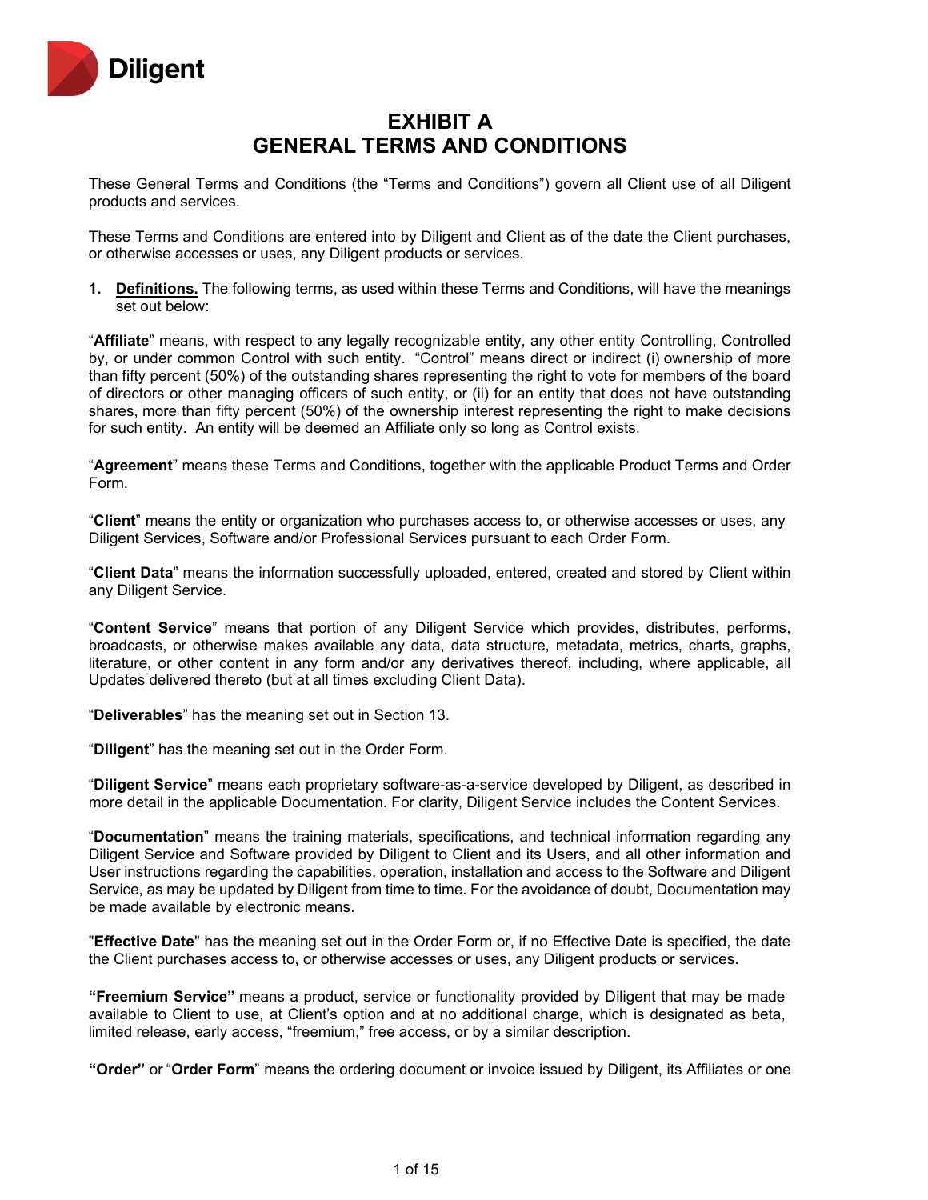# EXHIBIT A
# GENERAL TERMS AND CONDITIONS

These General Terms and Conditions (the "Terms and Conditions") govern all Client use of all Diligent products and services.

These Terms and Conditions are entered into by Diligent and Client as of the date the Client purchases, or otherwise accesses or uses, any Diligent products or services.

1. **Definitions.** The following terms, as used within these Terms and Conditions, will have the meanings set out below:

"**Affiliate**" means, with respect to any legally recognizable entity, any other entity Controlling, Controlled by, or under common Control with such entity. "Control" means direct or indirect (i) ownership of more than fifty percent (50%) of the outstanding shares representing the right to vote for members of the board of directors or other managing officers of such entity, or (ii) for an entity that does not have outstanding shares, more than fifty percent (50%) of the ownership interest representing the right to make decisions for such entity. An entity will be deemed an Affiliate only so long as Control exists.

"**Agreement**" means these Terms and Conditions, together with the applicable Product Terms and Order Form.

"**Client**" means the entity or organization who purchases access to, or otherwise accesses or uses, any Diligent Services, Software and/or Professional Services pursuant to each Order Form.

"**Client Data**" means the information successfully uploaded, entered, created and stored by Client within any Diligent Service.

"**Content Service**" means that portion of any Diligent Service which provides, distributes, performs, broadcasts, or otherwise makes available any data, data structure, metadata, metrics, charts, graphs, literature, or other content in any form and/or any derivatives thereof, including, where applicable, all Updates delivered thereto (but at all times excluding Client Data).

"**Deliverables**" has the meaning set out in Section 13.

"**Diligent**" has the meaning set out in the Order Form.

"**Diligent Service**" means each proprietary software-as-a-service developed by Diligent, as described in more detail in the applicable Documentation. For clarity, Diligent Service includes the Content Services.

"**Documentation**" means the training materials, specifications, and technical information regarding any Diligent Service and Software provided by Diligent to Client and its Users, and all other information and User instructions regarding the capabilities, operation, installation and access to the Software and Diligent Service, as may be updated by Diligent from time to time. For the avoidance of doubt, Documentation may be made available by electronic means.

"**Effective Date**" has the meaning set out in the Order Form or, if no Effective Date is specified, the date the Client purchases access to, or otherwise accesses or uses, any Diligent products or services.

**"Freemium Service"** means a product, service or functionality provided by Diligent that may be made available to Client to use, at Client's option and at no additional charge, which is designated as beta, limited release, early access, "freemium," free access, or by a similar description.

**"Order"** or "**Order Form**" means the ordering document or invoice issued by Diligent, its Affiliates or one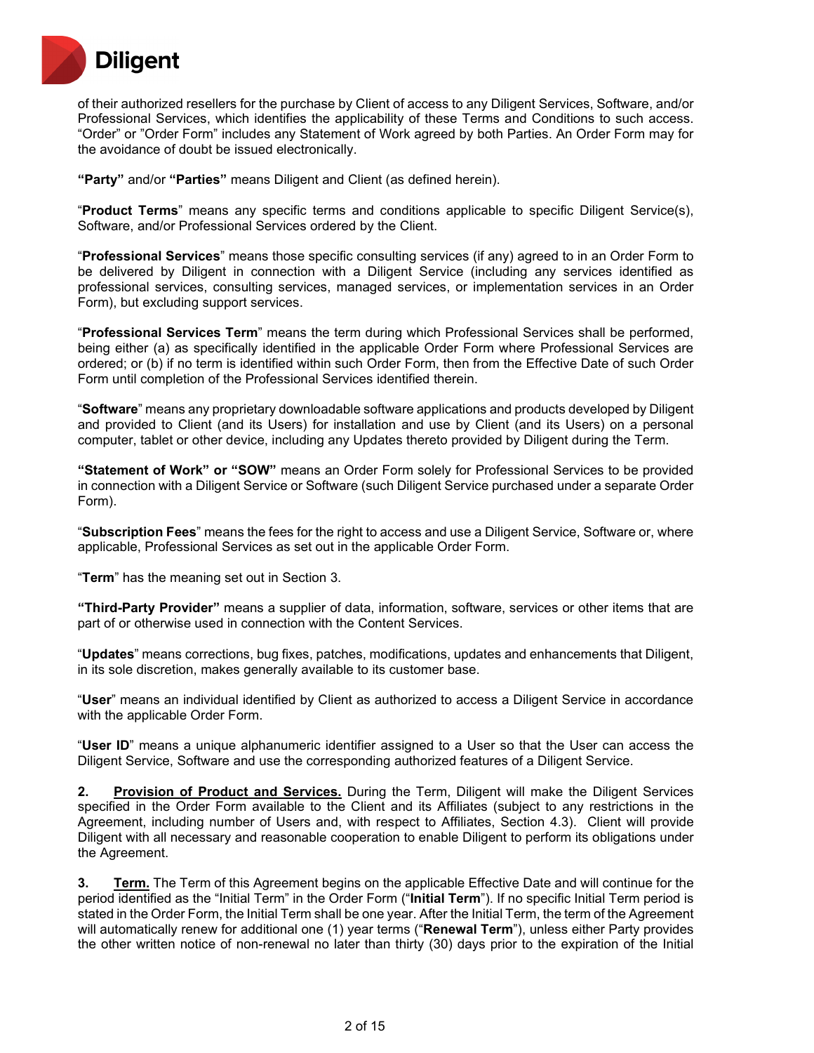of their authorized resellers for the purchase by Client of access to any Diligent Services, Software, and/or Professional Services, which identifies the applicability of these Terms and Conditions to such access. "Order" or "Order Form" includes any Statement of Work agreed by both Parties. An Order Form may for the avoidance of doubt be issued electronically.

**"Party"** and/or **"Parties"** means Diligent and Client (as defined herein).

"**Product Terms**" means any specific terms and conditions applicable to specific Diligent Service(s), Software, and/or Professional Services ordered by the Client.

"**Professional Services**" means those specific consulting services (if any) agreed to in an Order Form to be delivered by Diligent in connection with a Diligent Service (including any services identified as professional services, consulting services, managed services, or implementation services in an Order Form), but excluding support services.

"**Professional Services Term**" means the term during which Professional Services shall be performed, being either (a) as specifically identified in the applicable Order Form where Professional Services are ordered; or (b) if no term is identified within such Order Form, then from the Effective Date of such Order Form until completion of the Professional Services identified therein.

"**Software**" means any proprietary downloadable software applications and products developed by Diligent and provided to Client (and its Users) for installation and use by Client (and its Users) on a personal computer, tablet or other device, including any Updates thereto provided by Diligent during the Term.

**"Statement of Work" or "SOW"** means an Order Form solely for Professional Services to be provided in connection with a Diligent Service or Software (such Diligent Service purchased under a separate Order Form).

"**Subscription Fees**" means the fees for the right to access and use a Diligent Service, Software or, where applicable, Professional Services as set out in the applicable Order Form.

"**Term**" has the meaning set out in Section 3.

**"Third-Party Provider"** means a supplier of data, information, software, services or other items that are part of or otherwise used in connection with the Content Services.

"**Updates**" means corrections, bug fixes, patches, modifications, updates and enhancements that Diligent, in its sole discretion, makes generally available to its customer base.

"**User**" means an individual identified by Client as authorized to access a Diligent Service in accordance with the applicable Order Form.

"**User ID**" means a unique alphanumeric identifier assigned to a User so that the User can access the Diligent Service, Software and use the corresponding authorized features of a Diligent Service.

**2. <u>Provision of Product and Services.</u>** During the Term, Diligent will make the Diligent Services specified in the Order Form available to the Client and its Affiliates (subject to any restrictions in the Agreement, including number of Users and, with respect to Affiliates, Section 4.3). Client will provide Diligent with all necessary and reasonable cooperation to enable Diligent to perform its obligations under the Agreement.

**3. <u>Term.</u>** The Term of this Agreement begins on the applicable Effective Date and will continue for the period identified as the "Initial Term" in the Order Form ("**Initial Term**"). If no specific Initial Term period is stated in the Order Form, the Initial Term shall be one year. After the Initial Term, the term of the Agreement will automatically renew for additional one (1) year terms ("**Renewal Term**"), unless either Party provides the other written notice of non-renewal no later than thirty (30) days prior to the expiration of the Initial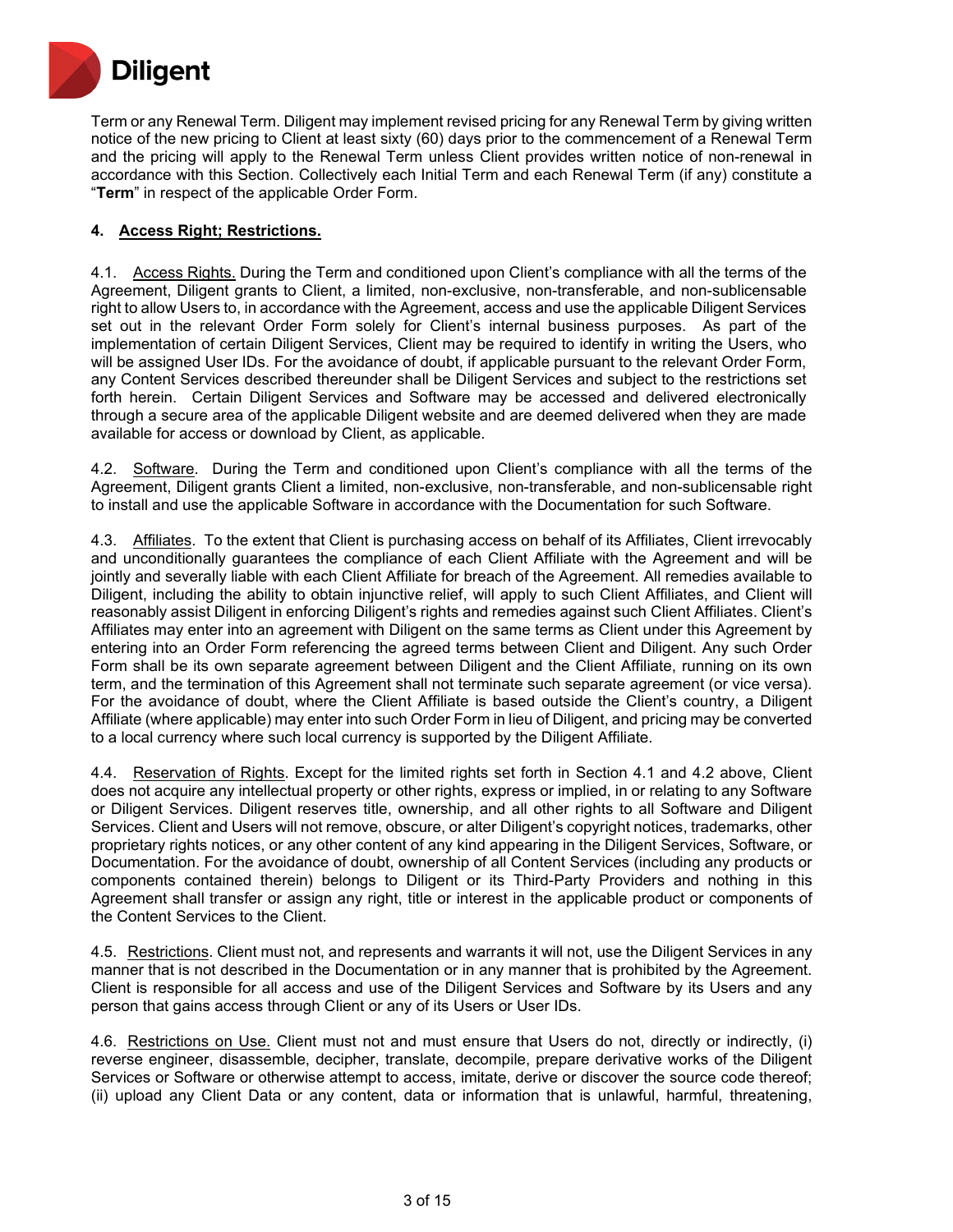Term or any Renewal Term. Diligent may implement revised pricing for any Renewal Term by giving written notice of the new pricing to Client at least sixty (60) days prior to the commencement of a Renewal Term and the pricing will apply to the Renewal Term unless Client provides written notice of non-renewal in accordance with this Section. Collectively each Initial Term and each Renewal Term (if any) constitute a "**Term**" in respect of the applicable Order Form.

**4. Access Right; Restrictions.**

4.1. Access Rights. During the Term and conditioned upon Client's compliance with all the terms of the Agreement, Diligent grants to Client, a limited, non-exclusive, non-transferable, and non-sublicensable right to allow Users to, in accordance with the Agreement, access and use the applicable Diligent Services set out in the relevant Order Form solely for Client's internal business purposes. As part of the implementation of certain Diligent Services, Client may be required to identify in writing the Users, who will be assigned User IDs. For the avoidance of doubt, if applicable pursuant to the relevant Order Form, any Content Services described thereunder shall be Diligent Services and subject to the restrictions set forth herein. Certain Diligent Services and Software may be accessed and delivered electronically through a secure area of the applicable Diligent website and are deemed delivered when they are made available for access or download by Client, as applicable.

4.2. Software. During the Term and conditioned upon Client's compliance with all the terms of the Agreement, Diligent grants Client a limited, non-exclusive, non-transferable, and non-sublicensable right to install and use the applicable Software in accordance with the Documentation for such Software.

4.3. Affiliates. To the extent that Client is purchasing access on behalf of its Affiliates, Client irrevocably and unconditionally guarantees the compliance of each Client Affiliate with the Agreement and will be jointly and severally liable with each Client Affiliate for breach of the Agreement. All remedies available to Diligent, including the ability to obtain injunctive relief, will apply to such Client Affiliates, and Client will reasonably assist Diligent in enforcing Diligent's rights and remedies against such Client Affiliates. Client's Affiliates may enter into an agreement with Diligent on the same terms as Client under this Agreement by entering into an Order Form referencing the agreed terms between Client and Diligent. Any such Order Form shall be its own separate agreement between Diligent and the Client Affiliate, running on its own term, and the termination of this Agreement shall not terminate such separate agreement (or vice versa). For the avoidance of doubt, where the Client Affiliate is based outside the Client's country, a Diligent Affiliate (where applicable) may enter into such Order Form in lieu of Diligent, and pricing may be converted to a local currency where such local currency is supported by the Diligent Affiliate.

4.4. Reservation of Rights. Except for the limited rights set forth in Section 4.1 and 4.2 above, Client does not acquire any intellectual property or other rights, express or implied, in or relating to any Software or Diligent Services. Diligent reserves title, ownership, and all other rights to all Software and Diligent Services. Client and Users will not remove, obscure, or alter Diligent's copyright notices, trademarks, other proprietary rights notices, or any other content of any kind appearing in the Diligent Services, Software, or Documentation. For the avoidance of doubt, ownership of all Content Services (including any products or components contained therein) belongs to Diligent or its Third-Party Providers and nothing in this Agreement shall transfer or assign any right, title or interest in the applicable product or components of the Content Services to the Client.

4.5. Restrictions. Client must not, and represents and warrants it will not, use the Diligent Services in any manner that is not described in the Documentation or in any manner that is prohibited by the Agreement. Client is responsible for all access and use of the Diligent Services and Software by its Users and any person that gains access through Client or any of its Users or User IDs.

4.6. Restrictions on Use. Client must not and must ensure that Users do not, directly or indirectly, (i) reverse engineer, disassemble, decipher, translate, decompile, prepare derivative works of the Diligent Services or Software or otherwise attempt to access, imitate, derive or discover the source code thereof; (ii) upload any Client Data or any content, data or information that is unlawful, harmful, threatening,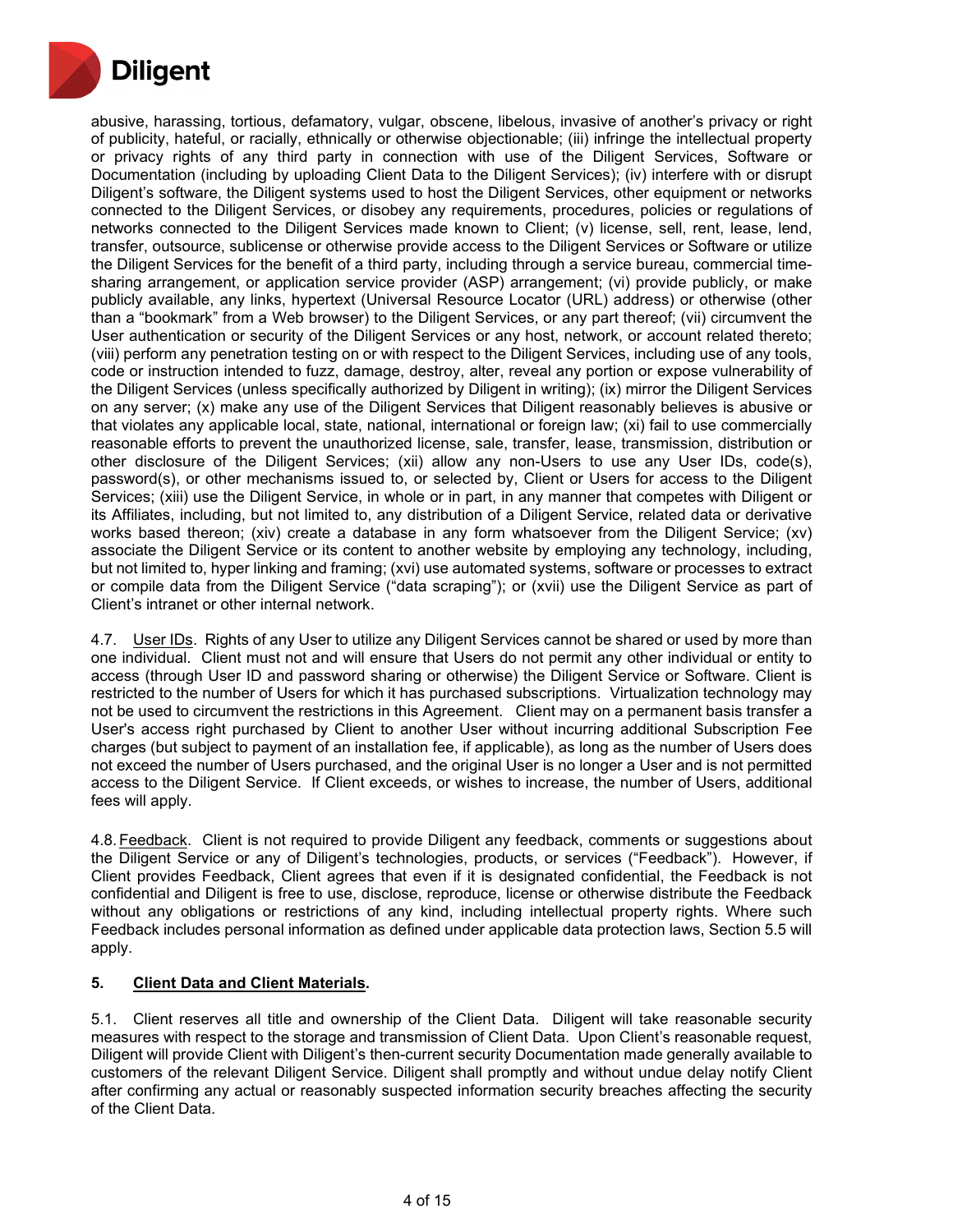abusive, harassing, tortious, defamatory, vulgar, obscene, libelous, invasive of another's privacy or right of publicity, hateful, or racially, ethnically or otherwise objectionable; (iii) infringe the intellectual property or privacy rights of any third party in connection with use of the Diligent Services, Software or Documentation (including by uploading Client Data to the Diligent Services); (iv) interfere with or disrupt Diligent's software, the Diligent systems used to host the Diligent Services, other equipment or networks connected to the Diligent Services, or disobey any requirements, procedures, policies or regulations of networks connected to the Diligent Services made known to Client; (v) license, sell, rent, lease, lend, transfer, outsource, sublicense or otherwise provide access to the Diligent Services or Software or utilize the Diligent Services for the benefit of a third party, including through a service bureau, commercial time-sharing arrangement, or application service provider (ASP) arrangement; (vi) provide publicly, or make publicly available, any links, hypertext (Universal Resource Locator (URL) address) or otherwise (other than a "bookmark" from a Web browser) to the Diligent Services, or any part thereof; (vii) circumvent the User authentication or security of the Diligent Services or any host, network, or account related thereto; (viii) perform any penetration testing on or with respect to the Diligent Services, including use of any tools, code or instruction intended to fuzz, damage, destroy, alter, reveal any portion or expose vulnerability of the Diligent Services (unless specifically authorized by Diligent in writing); (ix) mirror the Diligent Services on any server; (x) make any use of the Diligent Services that Diligent reasonably believes is abusive or that violates any applicable local, state, national, international or foreign law; (xi) fail to use commercially reasonable efforts to prevent the unauthorized license, sale, transfer, lease, transmission, distribution or other disclosure of the Diligent Services; (xii) allow any non-Users to use any User IDs, code(s), password(s), or other mechanisms issued to, or selected by, Client or Users for access to the Diligent Services; (xiii) use the Diligent Service, in whole or in part, in any manner that competes with Diligent or its Affiliates, including, but not limited to, any distribution of a Diligent Service, related data or derivative works based thereon; (xiv) create a database in any form whatsoever from the Diligent Service; (xv) associate the Diligent Service or its content to another website by employing any technology, including, but not limited to, hyper linking and framing; (xvi) use automated systems, software or processes to extract or compile data from the Diligent Service ("data scraping"); or (xvii) use the Diligent Service as part of Client's intranet or other internal network.

4.7. User IDs. Rights of any User to utilize any Diligent Services cannot be shared or used by more than one individual. Client must not and will ensure that Users do not permit any other individual or entity to access (through User ID and password sharing or otherwise) the Diligent Service or Software. Client is restricted to the number of Users for which it has purchased subscriptions. Virtualization technology may not be used to circumvent the restrictions in this Agreement. Client may on a permanent basis transfer a User's access right purchased by Client to another User without incurring additional Subscription Fee charges (but subject to payment of an installation fee, if applicable), as long as the number of Users does not exceed the number of Users purchased, and the original User is no longer a User and is not permitted access to the Diligent Service. If Client exceeds, or wishes to increase, the number of Users, additional fees will apply.

4.8. Feedback. Client is not required to provide Diligent any feedback, comments or suggestions about the Diligent Service or any of Diligent's technologies, products, or services ("Feedback"). However, if Client provides Feedback, Client agrees that even if it is designated confidential, the Feedback is not confidential and Diligent is free to use, disclose, reproduce, license or otherwise distribute the Feedback without any obligations or restrictions of any kind, including intellectual property rights. Where such Feedback includes personal information as defined under applicable data protection laws, Section 5.5 will apply.

## 5. Client Data and Client Materials.

5.1. Client reserves all title and ownership of the Client Data. Diligent will take reasonable security measures with respect to the storage and transmission of Client Data. Upon Client's reasonable request, Diligent will provide Client with Diligent's then-current security Documentation made generally available to customers of the relevant Diligent Service. Diligent shall promptly and without undue delay notify Client after confirming any actual or reasonably suspected information security breaches affecting the security of the Client Data.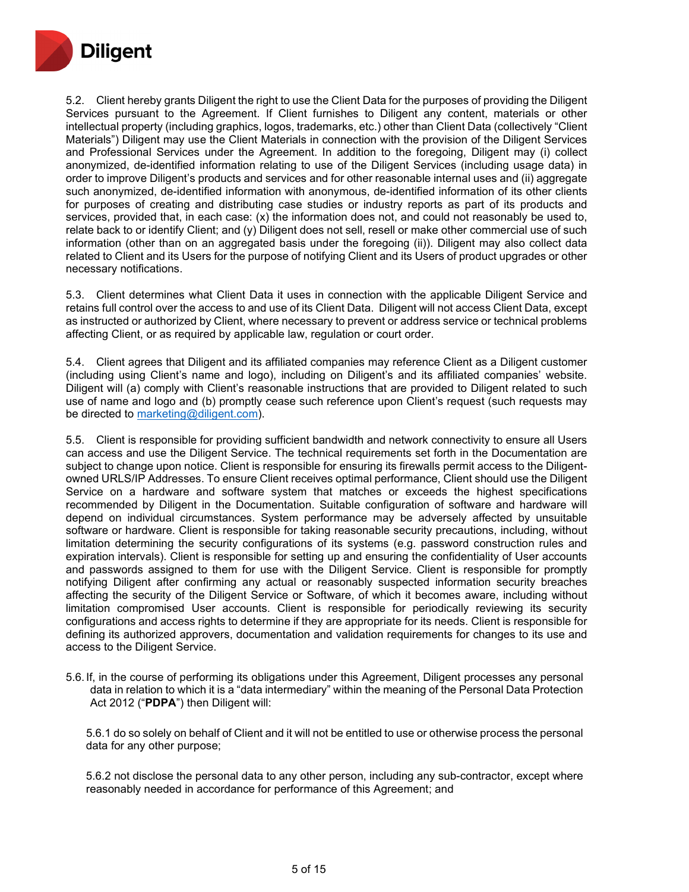5.2. Client hereby grants Diligent the right to use the Client Data for the purposes of providing the Diligent Services pursuant to the Agreement. If Client furnishes to Diligent any content, materials or other intellectual property (including graphics, logos, trademarks, etc.) other than Client Data (collectively "Client Materials") Diligent may use the Client Materials in connection with the provision of the Diligent Services and Professional Services under the Agreement. In addition to the foregoing, Diligent may (i) collect anonymized, de-identified information relating to use of the Diligent Services (including usage data) in order to improve Diligent's products and services and for other reasonable internal uses and (ii) aggregate such anonymized, de-identified information with anonymous, de-identified information of its other clients for purposes of creating and distributing case studies or industry reports as part of its products and services, provided that, in each case: (x) the information does not, and could not reasonably be used to, relate back to or identify Client; and (y) Diligent does not sell, resell or make other commercial use of such information (other than on an aggregated basis under the foregoing (ii)). Diligent may also collect data related to Client and its Users for the purpose of notifying Client and its Users of product upgrades or other necessary notifications.

5.3. Client determines what Client Data it uses in connection with the applicable Diligent Service and retains full control over the access to and use of its Client Data. Diligent will not access Client Data, except as instructed or authorized by Client, where necessary to prevent or address service or technical problems affecting Client, or as required by applicable law, regulation or court order.

5.4. Client agrees that Diligent and its affiliated companies may reference Client as a Diligent customer (including using Client's name and logo), including on Diligent's and its affiliated companies' website. Diligent will (a) comply with Client's reasonable instructions that are provided to Diligent related to such use of name and logo and (b) promptly cease such reference upon Client's request (such requests may be directed to marketing@diligent.com).

5.5. Client is responsible for providing sufficient bandwidth and network connectivity to ensure all Users can access and use the Diligent Service. The technical requirements set forth in the Documentation are subject to change upon notice. Client is responsible for ensuring its firewalls permit access to the Diligent-owned URLS/IP Addresses. To ensure Client receives optimal performance, Client should use the Diligent Service on a hardware and software system that matches or exceeds the highest specifications recommended by Diligent in the Documentation. Suitable configuration of software and hardware will depend on individual circumstances. System performance may be adversely affected by unsuitable software or hardware. Client is responsible for taking reasonable security precautions, including, without limitation determining the security configurations of its systems (e.g. password construction rules and expiration intervals). Client is responsible for setting up and ensuring the confidentiality of User accounts and passwords assigned to them for use with the Diligent Service. Client is responsible for promptly notifying Diligent after confirming any actual or reasonably suspected information security breaches affecting the security of the Diligent Service or Software, of which it becomes aware, including without limitation compromised User accounts. Client is responsible for periodically reviewing its security configurations and access rights to determine if they are appropriate for its needs. Client is responsible for defining its authorized approvers, documentation and validation requirements for changes to its use and access to the Diligent Service.

5.6. If, in the course of performing its obligations under this Agreement, Diligent processes any personal data in relation to which it is a "data intermediary" within the meaning of the Personal Data Protection Act 2012 ("**PDPA**") then Diligent will:

5.6.1 do so solely on behalf of Client and it will not be entitled to use or otherwise process the personal data for any other purpose;

5.6.2 not disclose the personal data to any other person, including any sub-contractor, except where reasonably needed in accordance for performance of this Agreement; and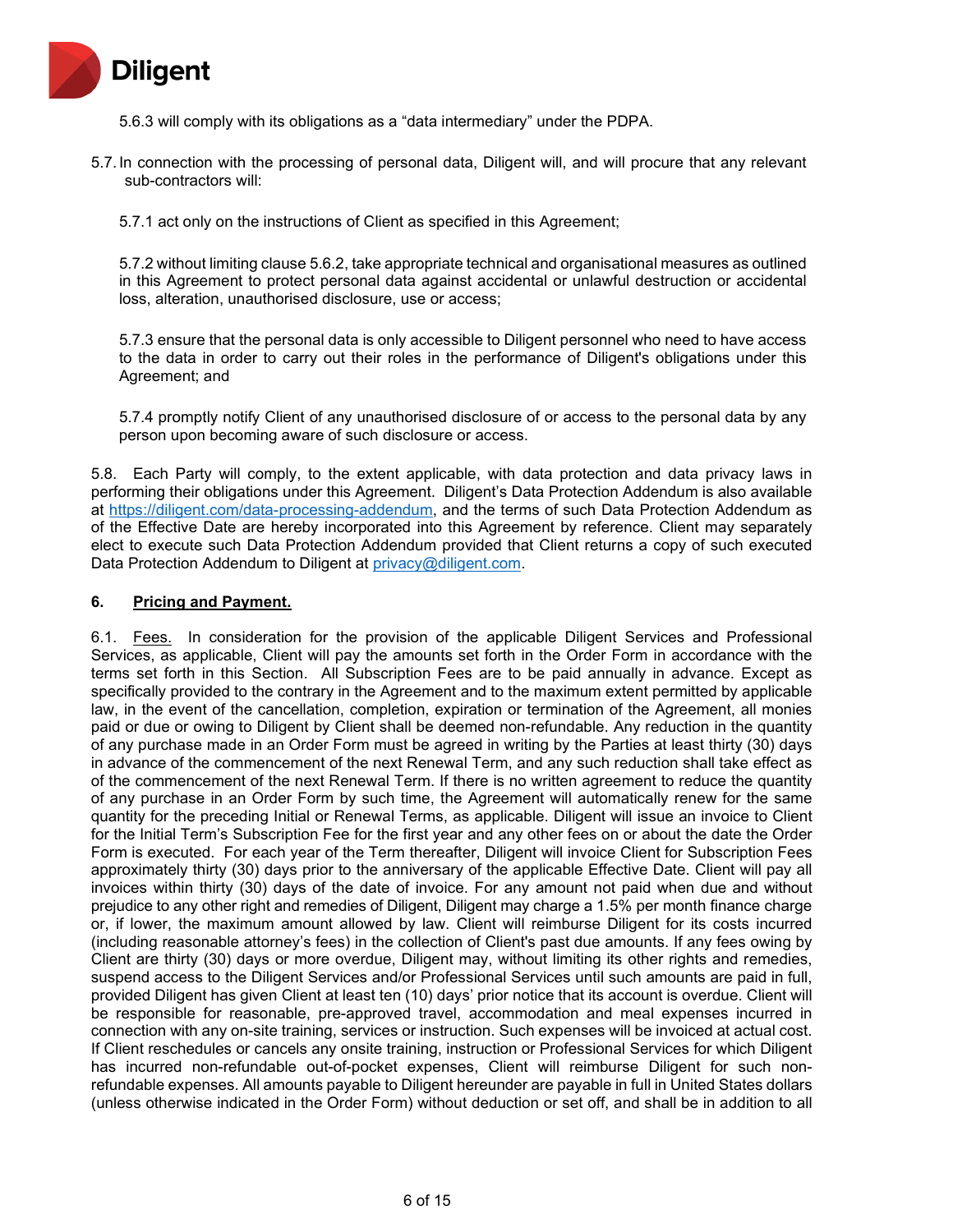5.6.3 will comply with its obligations as a "data intermediary" under the PDPA.

5.7. In connection with the processing of personal data, Diligent will, and will procure that any relevant sub-contractors will:

5.7.1 act only on the instructions of Client as specified in this Agreement;

5.7.2 without limiting clause 5.6.2, take appropriate technical and organisational measures as outlined in this Agreement to protect personal data against accidental or unlawful destruction or accidental loss, alteration, unauthorised disclosure, use or access;

5.7.3 ensure that the personal data is only accessible to Diligent personnel who need to have access to the data in order to carry out their roles in the performance of Diligent's obligations under this Agreement; and

5.7.4 promptly notify Client of any unauthorised disclosure of or access to the personal data by any person upon becoming aware of such disclosure or access.

5.8. Each Party will comply, to the extent applicable, with data protection and data privacy laws in performing their obligations under this Agreement. Diligent's Data Protection Addendum is also available at https://diligent.com/data-processing-addendum, and the terms of such Data Protection Addendum as of the Effective Date are hereby incorporated into this Agreement by reference. Client may separately elect to execute such Data Protection Addendum provided that Client returns a copy of such executed Data Protection Addendum to Diligent at privacy@diligent.com.

## 6. Pricing and Payment.

6.1. Fees. In consideration for the provision of the applicable Diligent Services and Professional Services, as applicable, Client will pay the amounts set forth in the Order Form in accordance with the terms set forth in this Section. All Subscription Fees are to be paid annually in advance. Except as specifically provided to the contrary in the Agreement and to the maximum extent permitted by applicable law, in the event of the cancellation, completion, expiration or termination of the Agreement, all monies paid or due or owing to Diligent by Client shall be deemed non-refundable. Any reduction in the quantity of any purchase made in an Order Form must be agreed in writing by the Parties at least thirty (30) days in advance of the commencement of the next Renewal Term, and any such reduction shall take effect as of the commencement of the next Renewal Term. If there is no written agreement to reduce the quantity of any purchase in an Order Form by such time, the Agreement will automatically renew for the same quantity for the preceding Initial or Renewal Terms, as applicable. Diligent will issue an invoice to Client for the Initial Term's Subscription Fee for the first year and any other fees on or about the date the Order Form is executed. For each year of the Term thereafter, Diligent will invoice Client for Subscription Fees approximately thirty (30) days prior to the anniversary of the applicable Effective Date. Client will pay all invoices within thirty (30) days of the date of invoice. For any amount not paid when due and without prejudice to any other right and remedies of Diligent, Diligent may charge a 1.5% per month finance charge or, if lower, the maximum amount allowed by law. Client will reimburse Diligent for its costs incurred (including reasonable attorney's fees) in the collection of Client's past due amounts. If any fees owing by Client are thirty (30) days or more overdue, Diligent may, without limiting its other rights and remedies, suspend access to the Diligent Services and/or Professional Services until such amounts are paid in full, provided Diligent has given Client at least ten (10) days' prior notice that its account is overdue. Client will be responsible for reasonable, pre-approved travel, accommodation and meal expenses incurred in connection with any on-site training, services or instruction. Such expenses will be invoiced at actual cost. If Client reschedules or cancels any onsite training, instruction or Professional Services for which Diligent has incurred non-refundable out-of-pocket expenses, Client will reimburse Diligent for such non-refundable expenses. All amounts payable to Diligent hereunder are payable in full in United States dollars (unless otherwise indicated in the Order Form) without deduction or set off, and shall be in addition to all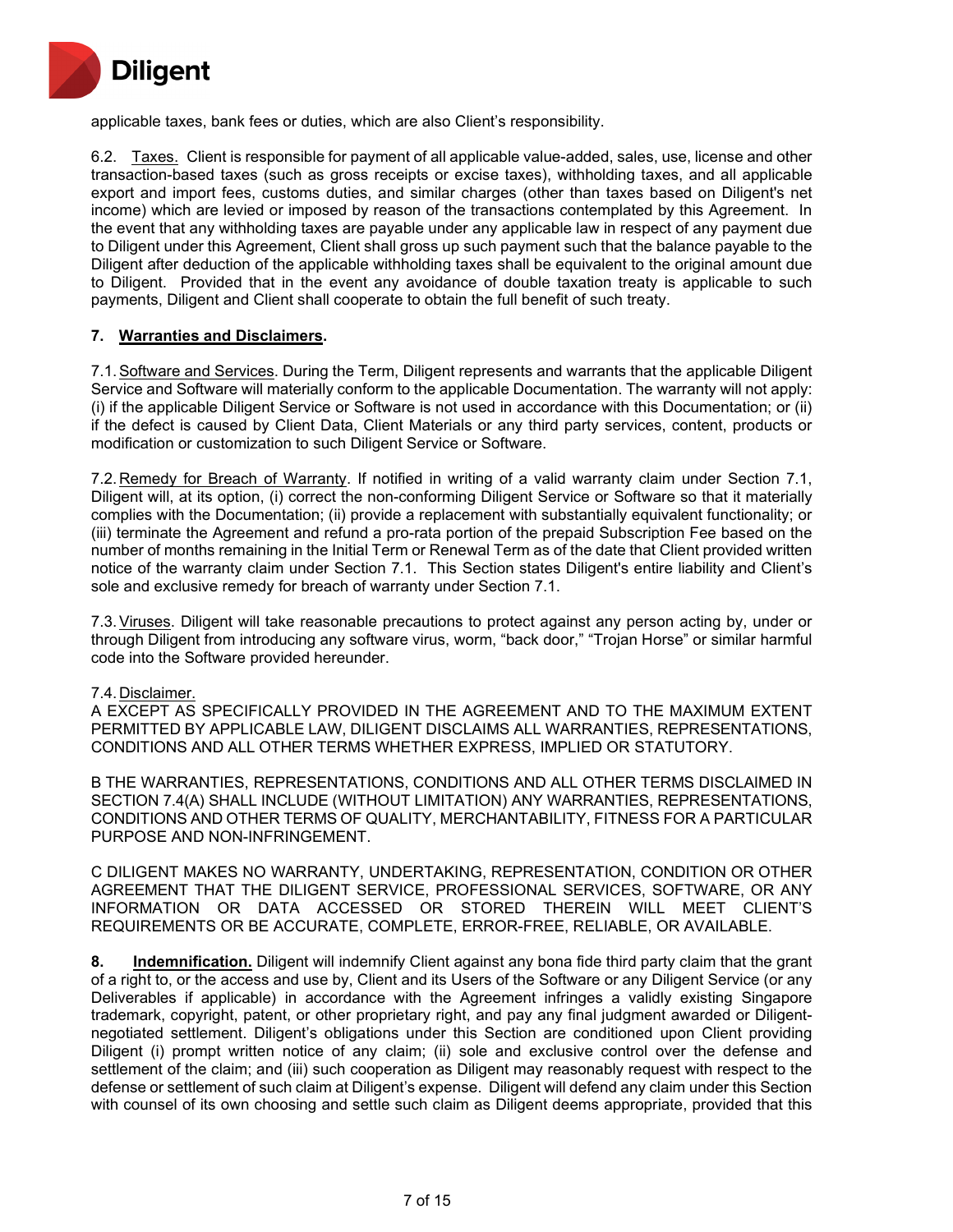applicable taxes, bank fees or duties, which are also Client's responsibility.

6.2. Taxes. Client is responsible for payment of all applicable value-added, sales, use, license and other transaction-based taxes (such as gross receipts or excise taxes), withholding taxes, and all applicable export and import fees, customs duties, and similar charges (other than taxes based on Diligent's net income) which are levied or imposed by reason of the transactions contemplated by this Agreement. In the event that any withholding taxes are payable under any applicable law in respect of any payment due to Diligent under this Agreement, Client shall gross up such payment such that the balance payable to the Diligent after deduction of the applicable withholding taxes shall be equivalent to the original amount due to Diligent. Provided that in the event any avoidance of double taxation treaty is applicable to such payments, Diligent and Client shall cooperate to obtain the full benefit of such treaty.

## 7. Warranties and Disclaimers.

7.1. Software and Services. During the Term, Diligent represents and warrants that the applicable Diligent Service and Software will materially conform to the applicable Documentation. The warranty will not apply: (i) if the applicable Diligent Service or Software is not used in accordance with this Documentation; or (ii) if the defect is caused by Client Data, Client Materials or any third party services, content, products or modification or customization to such Diligent Service or Software.

7.2. Remedy for Breach of Warranty. If notified in writing of a valid warranty claim under Section 7.1, Diligent will, at its option, (i) correct the non-conforming Diligent Service or Software so that it materially complies with the Documentation; (ii) provide a replacement with substantially equivalent functionality; or (iii) terminate the Agreement and refund a pro-rata portion of the prepaid Subscription Fee based on the number of months remaining in the Initial Term or Renewal Term as of the date that Client provided written notice of the warranty claim under Section 7.1. This Section states Diligent's entire liability and Client's sole and exclusive remedy for breach of warranty under Section 7.1.

7.3. Viruses. Diligent will take reasonable precautions to protect against any person acting by, under or through Diligent from introducing any software virus, worm, "back door," "Trojan Horse" or similar harmful code into the Software provided hereunder.

7.4. Disclaimer.

A EXCEPT AS SPECIFICALLY PROVIDED IN THE AGREEMENT AND TO THE MAXIMUM EXTENT PERMITTED BY APPLICABLE LAW, DILIGENT DISCLAIMS ALL WARRANTIES, REPRESENTATIONS, CONDITIONS AND ALL OTHER TERMS WHETHER EXPRESS, IMPLIED OR STATUTORY.

B THE WARRANTIES, REPRESENTATIONS, CONDITIONS AND ALL OTHER TERMS DISCLAIMED IN SECTION 7.4(A) SHALL INCLUDE (WITHOUT LIMITATION) ANY WARRANTIES, REPRESENTATIONS, CONDITIONS AND OTHER TERMS OF QUALITY, MERCHANTABILITY, FITNESS FOR A PARTICULAR PURPOSE AND NON-INFRINGEMENT.

C DILIGENT MAKES NO WARRANTY, UNDERTAKING, REPRESENTATION, CONDITION OR OTHER AGREEMENT THAT THE DILIGENT SERVICE, PROFESSIONAL SERVICES, SOFTWARE, OR ANY INFORMATION OR DATA ACCESSED OR STORED THEREIN WILL MEET CLIENT'S REQUIREMENTS OR BE ACCURATE, COMPLETE, ERROR-FREE, RELIABLE, OR AVAILABLE.

**8. Indemnification.** Diligent will indemnify Client against any bona fide third party claim that the grant of a right to, or the access and use by, Client and its Users of the Software or any Diligent Service (or any Deliverables if applicable) in accordance with the Agreement infringes a validly existing Singapore trademark, copyright, patent, or other proprietary right, and pay any final judgment awarded or Diligent-negotiated settlement. Diligent's obligations under this Section are conditioned upon Client providing Diligent (i) prompt written notice of any claim; (ii) sole and exclusive control over the defense and settlement of the claim; and (iii) such cooperation as Diligent may reasonably request with respect to the defense or settlement of such claim at Diligent's expense. Diligent will defend any claim under this Section with counsel of its own choosing and settle such claim as Diligent deems appropriate, provided that this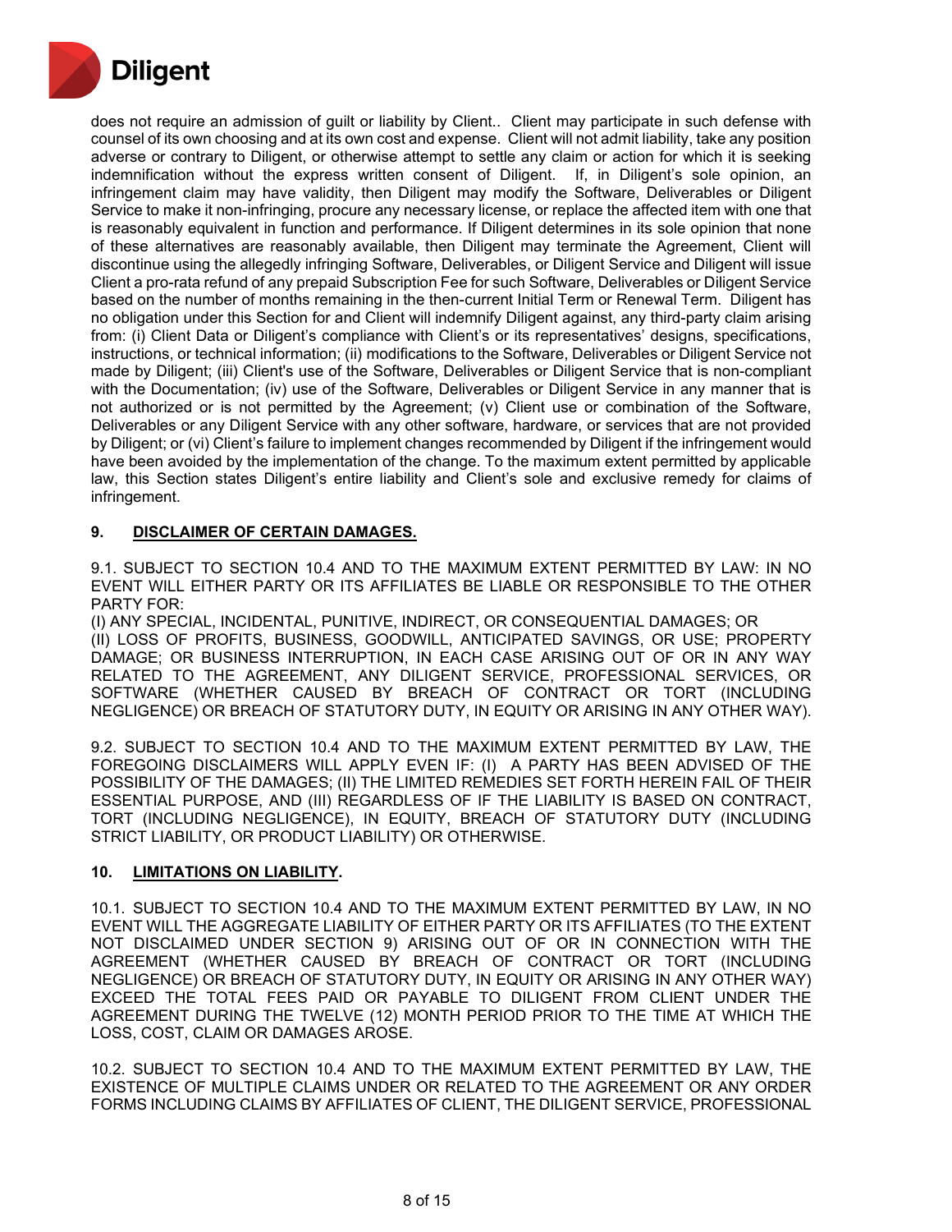does not require an admission of guilt or liability by Client.. Client may participate in such defense with counsel of its own choosing and at its own cost and expense. Client will not admit liability, take any position adverse or contrary to Diligent, or otherwise attempt to settle any claim or action for which it is seeking indemnification without the express written consent of Diligent. If, in Diligent's sole opinion, an infringement claim may have validity, then Diligent may modify the Software, Deliverables or Diligent Service to make it non-infringing, procure any necessary license, or replace the affected item with one that is reasonably equivalent in function and performance. If Diligent determines in its sole opinion that none of these alternatives are reasonably available, then Diligent may terminate the Agreement, Client will discontinue using the allegedly infringing Software, Deliverables, or Diligent Service and Diligent will issue Client a pro-rata refund of any prepaid Subscription Fee for such Software, Deliverables or Diligent Service based on the number of months remaining in the then-current Initial Term or Renewal Term. Diligent has no obligation under this Section for and Client will indemnify Diligent against, any third-party claim arising from: (i) Client Data or Diligent's compliance with Client's or its representatives' designs, specifications, instructions, or technical information; (ii) modifications to the Software, Deliverables or Diligent Service not made by Diligent; (iii) Client's use of the Software, Deliverables or Diligent Service that is non-compliant with the Documentation; (iv) use of the Software, Deliverables or Diligent Service in any manner that is not authorized or is not permitted by the Agreement; (v) Client use or combination of the Software, Deliverables or any Diligent Service with any other software, hardware, or services that are not provided by Diligent; or (vi) Client's failure to implement changes recommended by Diligent if the infringement would have been avoided by the implementation of the change. To the maximum extent permitted by applicable law, this Section states Diligent's entire liability and Client's sole and exclusive remedy for claims of infringement.

## 9. DISCLAIMER OF CERTAIN DAMAGES.

9.1. SUBJECT TO SECTION 10.4 AND TO THE MAXIMUM EXTENT PERMITTED BY LAW: IN NO EVENT WILL EITHER PARTY OR ITS AFFILIATES BE LIABLE OR RESPONSIBLE TO THE OTHER PARTY FOR:
(I) ANY SPECIAL, INCIDENTAL, PUNITIVE, INDIRECT, OR CONSEQUENTIAL DAMAGES; OR
(II) LOSS OF PROFITS, BUSINESS, GOODWILL, ANTICIPATED SAVINGS, OR USE; PROPERTY DAMAGE; OR BUSINESS INTERRUPTION, IN EACH CASE ARISING OUT OF OR IN ANY WAY RELATED TO THE AGREEMENT, ANY DILIGENT SERVICE, PROFESSIONAL SERVICES, OR SOFTWARE (WHETHER CAUSED BY BREACH OF CONTRACT OR TORT (INCLUDING NEGLIGENCE) OR BREACH OF STATUTORY DUTY, IN EQUITY OR ARISING IN ANY OTHER WAY).

9.2. SUBJECT TO SECTION 10.4 AND TO THE MAXIMUM EXTENT PERMITTED BY LAW, THE FOREGOING DISCLAIMERS WILL APPLY EVEN IF: (I) A PARTY HAS BEEN ADVISED OF THE POSSIBILITY OF THE DAMAGES; (II) THE LIMITED REMEDIES SET FORTH HEREIN FAIL OF THEIR ESSENTIAL PURPOSE, AND (III) REGARDLESS OF IF THE LIABILITY IS BASED ON CONTRACT, TORT (INCLUDING NEGLIGENCE), IN EQUITY, BREACH OF STATUTORY DUTY (INCLUDING STRICT LIABILITY, OR PRODUCT LIABILITY) OR OTHERWISE.

## 10. LIMITATIONS ON LIABILITY.

10.1. SUBJECT TO SECTION 10.4 AND TO THE MAXIMUM EXTENT PERMITTED BY LAW, IN NO EVENT WILL THE AGGREGATE LIABILITY OF EITHER PARTY OR ITS AFFILIATES (TO THE EXTENT NOT DISCLAIMED UNDER SECTION 9) ARISING OUT OF OR IN CONNECTION WITH THE AGREEMENT (WHETHER CAUSED BY BREACH OF CONTRACT OR TORT (INCLUDING NEGLIGENCE) OR BREACH OF STATUTORY DUTY, IN EQUITY OR ARISING IN ANY OTHER WAY) EXCEED THE TOTAL FEES PAID OR PAYABLE TO DILIGENT FROM CLIENT UNDER THE AGREEMENT DURING THE TWELVE (12) MONTH PERIOD PRIOR TO THE TIME AT WHICH THE LOSS, COST, CLAIM OR DAMAGES AROSE.

10.2. SUBJECT TO SECTION 10.4 AND TO THE MAXIMUM EXTENT PERMITTED BY LAW, THE EXISTENCE OF MULTIPLE CLAIMS UNDER OR RELATED TO THE AGREEMENT OR ANY ORDER FORMS INCLUDING CLAIMS BY AFFILIATES OF CLIENT, THE DILIGENT SERVICE, PROFESSIONAL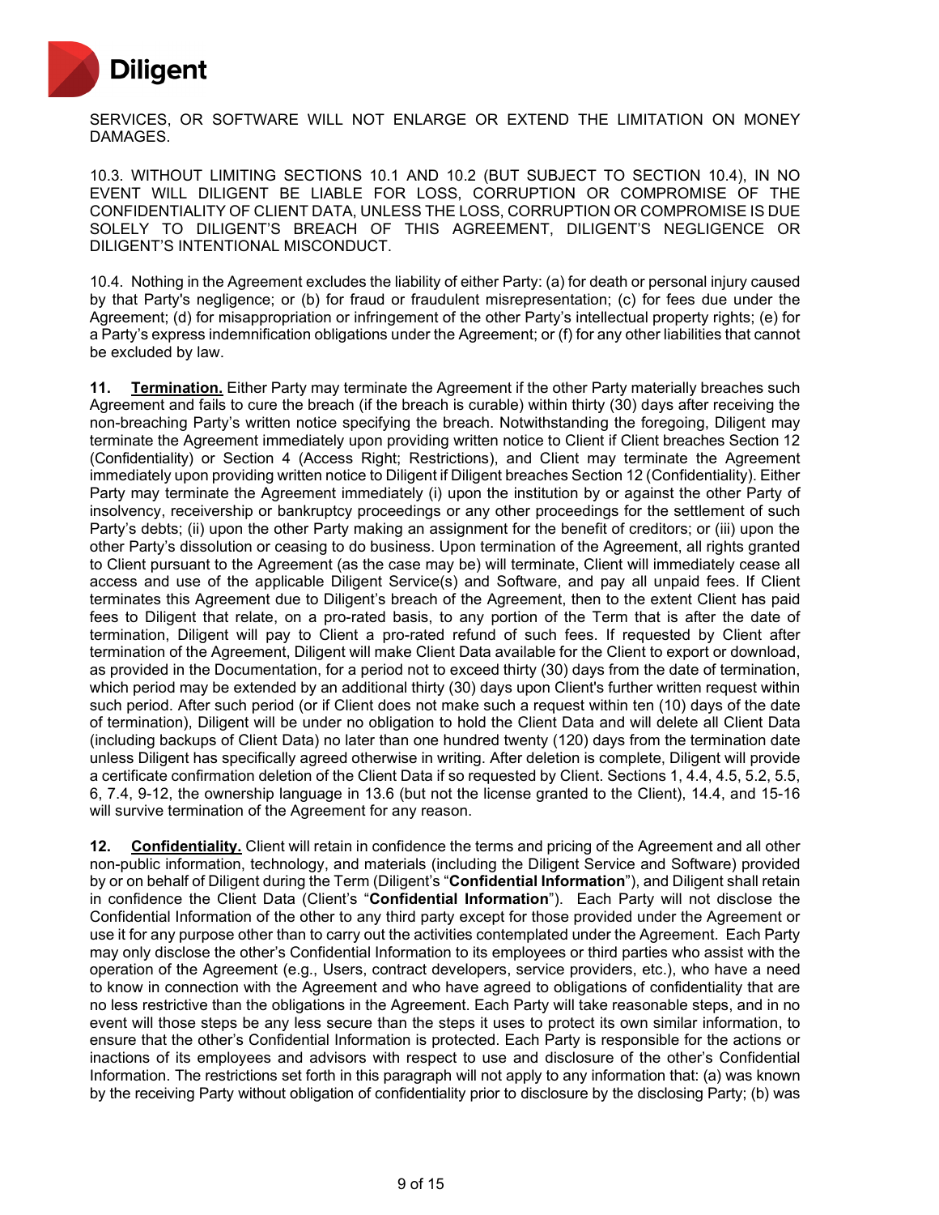SERVICES, OR SOFTWARE WILL NOT ENLARGE OR EXTEND THE LIMITATION ON MONEY DAMAGES.

10.3. WITHOUT LIMITING SECTIONS 10.1 AND 10.2 (BUT SUBJECT TO SECTION 10.4), IN NO EVENT WILL DILIGENT BE LIABLE FOR LOSS, CORRUPTION OR COMPROMISE OF THE CONFIDENTIALITY OF CLIENT DATA, UNLESS THE LOSS, CORRUPTION OR COMPROMISE IS DUE SOLELY TO DILIGENT'S BREACH OF THIS AGREEMENT, DILIGENT'S NEGLIGENCE OR DILIGENT'S INTENTIONAL MISCONDUCT.

10.4. Nothing in the Agreement excludes the liability of either Party: (a) for death or personal injury caused by that Party's negligence; or (b) for fraud or fraudulent misrepresentation; (c) for fees due under the Agreement; (d) for misappropriation or infringement of the other Party's intellectual property rights; (e) for a Party's express indemnification obligations under the Agreement; or (f) for any other liabilities that cannot be excluded by law.

**11. Termination.** Either Party may terminate the Agreement if the other Party materially breaches such Agreement and fails to cure the breach (if the breach is curable) within thirty (30) days after receiving the non-breaching Party's written notice specifying the breach. Notwithstanding the foregoing, Diligent may terminate the Agreement immediately upon providing written notice to Client if Client breaches Section 12 (Confidentiality) or Section 4 (Access Right; Restrictions), and Client may terminate the Agreement immediately upon providing written notice to Diligent if Diligent breaches Section 12 (Confidentiality). Either Party may terminate the Agreement immediately (i) upon the institution by or against the other Party of insolvency, receivership or bankruptcy proceedings or any other proceedings for the settlement of such Party's debts; (ii) upon the other Party making an assignment for the benefit of creditors; or (iii) upon the other Party's dissolution or ceasing to do business. Upon termination of the Agreement, all rights granted to Client pursuant to the Agreement (as the case may be) will terminate, Client will immediately cease all access and use of the applicable Diligent Service(s) and Software, and pay all unpaid fees. If Client terminates this Agreement due to Diligent's breach of the Agreement, then to the extent Client has paid fees to Diligent that relate, on a pro-rated basis, to any portion of the Term that is after the date of termination, Diligent will pay to Client a pro-rated refund of such fees. If requested by Client after termination of the Agreement, Diligent will make Client Data available for the Client to export or download, as provided in the Documentation, for a period not to exceed thirty (30) days from the date of termination, which period may be extended by an additional thirty (30) days upon Client's further written request within such period. After such period (or if Client does not make such a request within ten (10) days of the date of termination), Diligent will be under no obligation to hold the Client Data and will delete all Client Data (including backups of Client Data) no later than one hundred twenty (120) days from the termination date unless Diligent has specifically agreed otherwise in writing. After deletion is complete, Diligent will provide a certificate confirmation deletion of the Client Data if so requested by Client. Sections 1, 4.4, 4.5, 5.2, 5.5, 6, 7.4, 9-12, the ownership language in 13.6 (but not the license granted to the Client), 14.4, and 15-16 will survive termination of the Agreement for any reason.

**12. Confidentiality.** Client will retain in confidence the terms and pricing of the Agreement and all other non-public information, technology, and materials (including the Diligent Service and Software) provided by or on behalf of Diligent during the Term (Diligent's "**Confidential Information**"), and Diligent shall retain in confidence the Client Data (Client's "**Confidential Information**"). Each Party will not disclose the Confidential Information of the other to any third party except for those provided under the Agreement or use it for any purpose other than to carry out the activities contemplated under the Agreement. Each Party may only disclose the other's Confidential Information to its employees or third parties who assist with the operation of the Agreement (e.g., Users, contract developers, service providers, etc.), who have a need to know in connection with the Agreement and who have agreed to obligations of confidentiality that are no less restrictive than the obligations in the Agreement. Each Party will take reasonable steps, and in no event will those steps be any less secure than the steps it uses to protect its own similar information, to ensure that the other's Confidential Information is protected. Each Party is responsible for the actions or inactions of its employees and advisors with respect to use and disclosure of the other's Confidential Information. The restrictions set forth in this paragraph will not apply to any information that: (a) was known by the receiving Party without obligation of confidentiality prior to disclosure by the disclosing Party; (b) was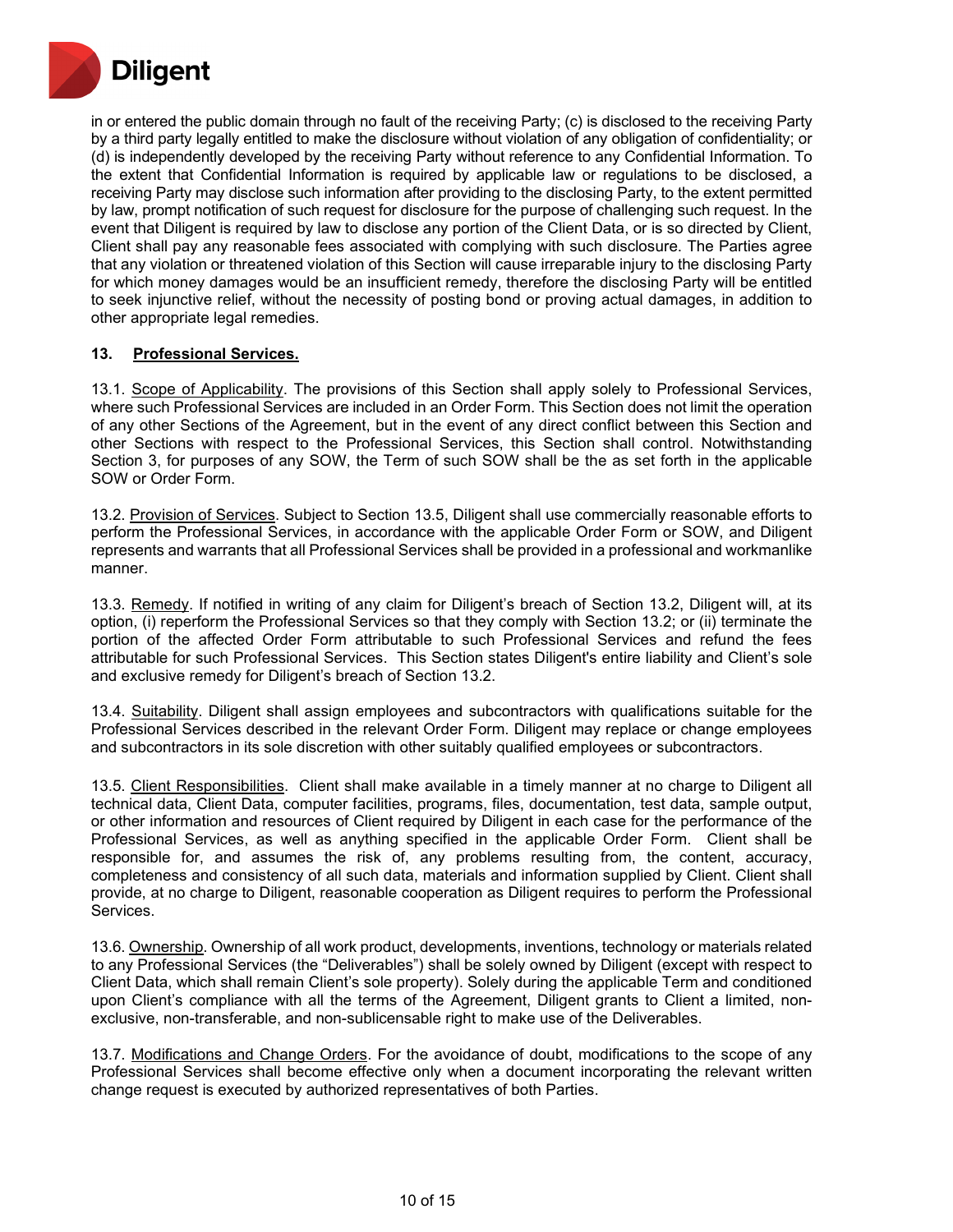in or entered the public domain through no fault of the receiving Party; (c) is disclosed to the receiving Party by a third party legally entitled to make the disclosure without violation of any obligation of confidentiality; or (d) is independently developed by the receiving Party without reference to any Confidential Information. To the extent that Confidential Information is required by applicable law or regulations to be disclosed, a receiving Party may disclose such information after providing to the disclosing Party, to the extent permitted by law, prompt notification of such request for disclosure for the purpose of challenging such request. In the event that Diligent is required by law to disclose any portion of the Client Data, or is so directed by Client, Client shall pay any reasonable fees associated with complying with such disclosure. The Parties agree that any violation or threatened violation of this Section will cause irreparable injury to the disclosing Party for which money damages would be an insufficient remedy, therefore the disclosing Party will be entitled to seek injunctive relief, without the necessity of posting bond or proving actual damages, in addition to other appropriate legal remedies.

**13. Professional Services.**

13.1. Scope of Applicability. The provisions of this Section shall apply solely to Professional Services, where such Professional Services are included in an Order Form. This Section does not limit the operation of any other Sections of the Agreement, but in the event of any direct conflict between this Section and other Sections with respect to the Professional Services, this Section shall control. Notwithstanding Section 3, for purposes of any SOW, the Term of such SOW shall be the as set forth in the applicable SOW or Order Form.

13.2. Provision of Services. Subject to Section 13.5, Diligent shall use commercially reasonable efforts to perform the Professional Services, in accordance with the applicable Order Form or SOW, and Diligent represents and warrants that all Professional Services shall be provided in a professional and workmanlike manner.

13.3. Remedy. If notified in writing of any claim for Diligent's breach of Section 13.2, Diligent will, at its option, (i) reperform the Professional Services so that they comply with Section 13.2; or (ii) terminate the portion of the affected Order Form attributable to such Professional Services and refund the fees attributable for such Professional Services. This Section states Diligent's entire liability and Client's sole and exclusive remedy for Diligent's breach of Section 13.2.

13.4. Suitability. Diligent shall assign employees and subcontractors with qualifications suitable for the Professional Services described in the relevant Order Form. Diligent may replace or change employees and subcontractors in its sole discretion with other suitably qualified employees or subcontractors.

13.5. Client Responsibilities. Client shall make available in a timely manner at no charge to Diligent all technical data, Client Data, computer facilities, programs, files, documentation, test data, sample output, or other information and resources of Client required by Diligent in each case for the performance of the Professional Services, as well as anything specified in the applicable Order Form. Client shall be responsible for, and assumes the risk of, any problems resulting from, the content, accuracy, completeness and consistency of all such data, materials and information supplied by Client. Client shall provide, at no charge to Diligent, reasonable cooperation as Diligent requires to perform the Professional Services.

13.6. Ownership. Ownership of all work product, developments, inventions, technology or materials related to any Professional Services (the "Deliverables") shall be solely owned by Diligent (except with respect to Client Data, which shall remain Client's sole property). Solely during the applicable Term and conditioned upon Client's compliance with all the terms of the Agreement, Diligent grants to Client a limited, non-exclusive, non-transferable, and non-sublicensable right to make use of the Deliverables.

13.7. Modifications and Change Orders. For the avoidance of doubt, modifications to the scope of any Professional Services shall become effective only when a document incorporating the relevant written change request is executed by authorized representatives of both Parties.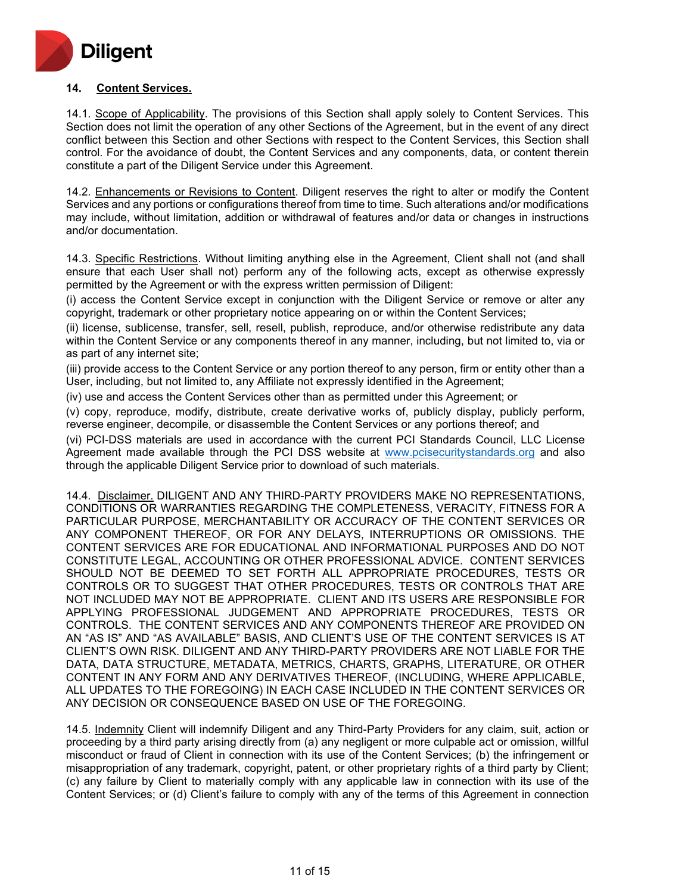## 14. Content Services.

14.1. Scope of Applicability. The provisions of this Section shall apply solely to Content Services. This Section does not limit the operation of any other Sections of the Agreement, but in the event of any direct conflict between this Section and other Sections with respect to the Content Services, this Section shall control. For the avoidance of doubt, the Content Services and any components, data, or content therein constitute a part of the Diligent Service under this Agreement.

14.2. Enhancements or Revisions to Content. Diligent reserves the right to alter or modify the Content Services and any portions or configurations thereof from time to time. Such alterations and/or modifications may include, without limitation, addition or withdrawal of features and/or data or changes in instructions and/or documentation.

14.3. Specific Restrictions. Without limiting anything else in the Agreement, Client shall not (and shall ensure that each User shall not) perform any of the following acts, except as otherwise expressly permitted by the Agreement or with the express written permission of Diligent:

(i) access the Content Service except in conjunction with the Diligent Service or remove or alter any copyright, trademark or other proprietary notice appearing on or within the Content Services;

(ii) license, sublicense, transfer, sell, resell, publish, reproduce, and/or otherwise redistribute any data within the Content Service or any components thereof in any manner, including, but not limited to, via or as part of any internet site;

(iii) provide access to the Content Service or any portion thereof to any person, firm or entity other than a User, including, but not limited to, any Affiliate not expressly identified in the Agreement;

(iv) use and access the Content Services other than as permitted under this Agreement; or

(v) copy, reproduce, modify, distribute, create derivative works of, publicly display, publicly perform, reverse engineer, decompile, or disassemble the Content Services or any portions thereof; and

(vi) PCI-DSS materials are used in accordance with the current PCI Standards Council, LLC License Agreement made available through the PCI DSS website at www.pcisecuritystandards.org and also through the applicable Diligent Service prior to download of such materials.

14.4. Disclaimer. DILIGENT AND ANY THIRD-PARTY PROVIDERS MAKE NO REPRESENTATIONS, CONDITIONS OR WARRANTIES REGARDING THE COMPLETENESS, VERACITY, FITNESS FOR A PARTICULAR PURPOSE, MERCHANTABILITY OR ACCURACY OF THE CONTENT SERVICES OR ANY COMPONENT THEREOF, OR FOR ANY DELAYS, INTERRUPTIONS OR OMISSIONS. THE CONTENT SERVICES ARE FOR EDUCATIONAL AND INFORMATIONAL PURPOSES AND DO NOT CONSTITUTE LEGAL, ACCOUNTING OR OTHER PROFESSIONAL ADVICE. CONTENT SERVICES SHOULD NOT BE DEEMED TO SET FORTH ALL APPROPRIATE PROCEDURES, TESTS OR CONTROLS OR TO SUGGEST THAT OTHER PROCEDURES, TESTS OR CONTROLS THAT ARE NOT INCLUDED MAY NOT BE APPROPRIATE. CLIENT AND ITS USERS ARE RESPONSIBLE FOR APPLYING PROFESSIONAL JUDGEMENT AND APPROPRIATE PROCEDURES, TESTS OR CONTROLS. THE CONTENT SERVICES AND ANY COMPONENTS THEREOF ARE PROVIDED ON AN "AS IS" AND "AS AVAILABLE" BASIS, AND CLIENT'S USE OF THE CONTENT SERVICES IS AT CLIENT'S OWN RISK. DILIGENT AND ANY THIRD-PARTY PROVIDERS ARE NOT LIABLE FOR THE DATA, DATA STRUCTURE, METADATA, METRICS, CHARTS, GRAPHS, LITERATURE, OR OTHER CONTENT IN ANY FORM AND ANY DERIVATIVES THEREOF, (INCLUDING, WHERE APPLICABLE, ALL UPDATES TO THE FOREGOING) IN EACH CASE INCLUDED IN THE CONTENT SERVICES OR ANY DECISION OR CONSEQUENCE BASED ON USE OF THE FOREGOING.

14.5. Indemnity Client will indemnify Diligent and any Third-Party Providers for any claim, suit, action or proceeding by a third party arising directly from (a) any negligent or more culpable act or omission, willful misconduct or fraud of Client in connection with its use of the Content Services; (b) the infringement or misappropriation of any trademark, copyright, patent, or other proprietary rights of a third party by Client; (c) any failure by Client to materially comply with any applicable law in connection with its use of the Content Services; or (d) Client's failure to comply with any of the terms of this Agreement in connection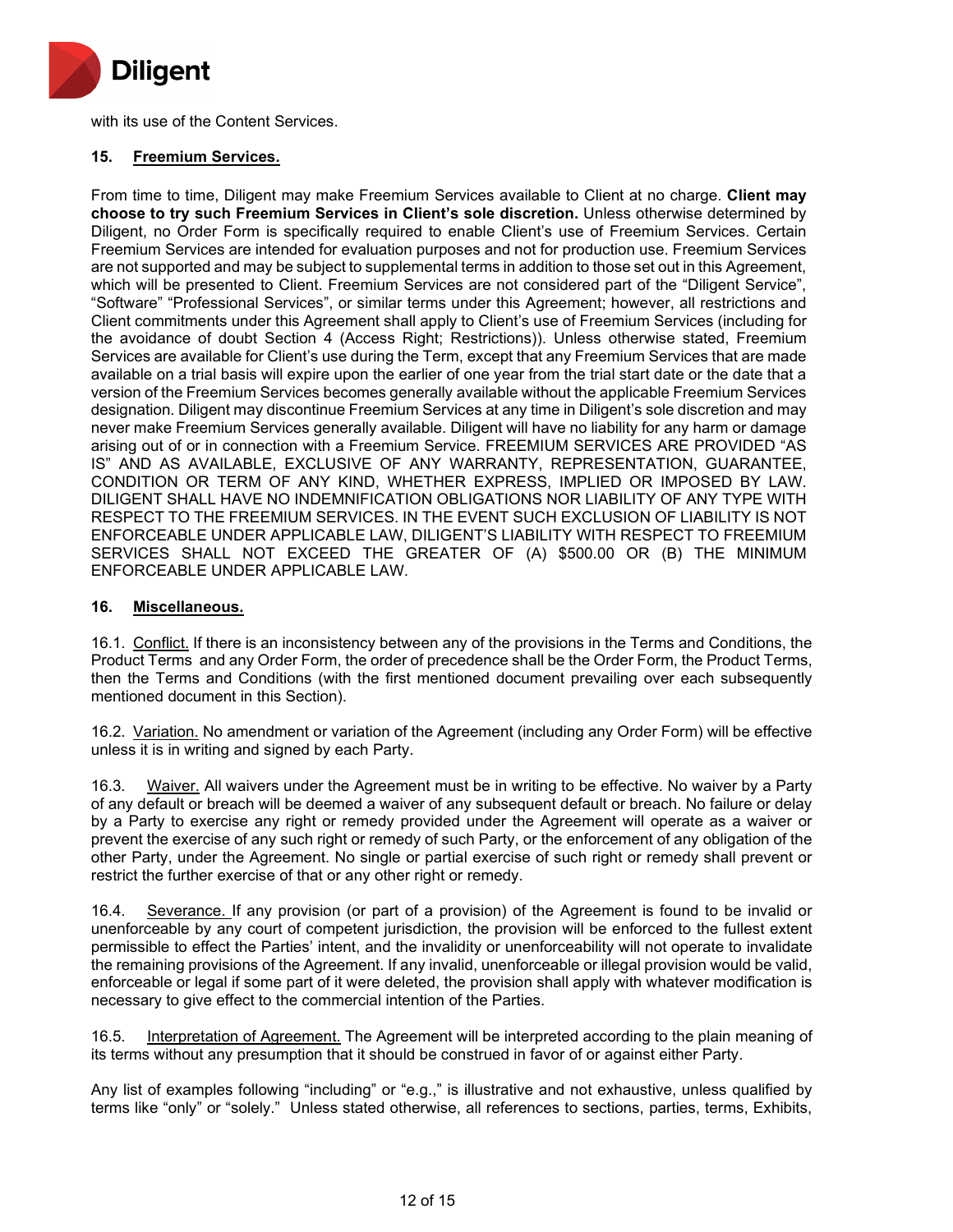with its use of the Content Services.

**15. Freemium Services.**

From time to time, Diligent may make Freemium Services available to Client at no charge. **Client may choose to try such Freemium Services in Client's sole discretion.** Unless otherwise determined by Diligent, no Order Form is specifically required to enable Client's use of Freemium Services. Certain Freemium Services are intended for evaluation purposes and not for production use. Freemium Services are not supported and may be subject to supplemental terms in addition to those set out in this Agreement, which will be presented to Client. Freemium Services are not considered part of the "Diligent Service", "Software" "Professional Services", or similar terms under this Agreement; however, all restrictions and Client commitments under this Agreement shall apply to Client's use of Freemium Services (including for the avoidance of doubt Section 4 (Access Right; Restrictions)). Unless otherwise stated, Freemium Services are available for Client's use during the Term, except that any Freemium Services that are made available on a trial basis will expire upon the earlier of one year from the trial start date or the date that a version of the Freemium Services becomes generally available without the applicable Freemium Services designation. Diligent may discontinue Freemium Services at any time in Diligent's sole discretion and may never make Freemium Services generally available. Diligent will have no liability for any harm or damage arising out of or in connection with a Freemium Service. FREEMIUM SERVICES ARE PROVIDED "AS IS" AND AS AVAILABLE, EXCLUSIVE OF ANY WARRANTY, REPRESENTATION, GUARANTEE, CONDITION OR TERM OF ANY KIND, WHETHER EXPRESS, IMPLIED OR IMPOSED BY LAW. DILIGENT SHALL HAVE NO INDEMNIFICATION OBLIGATIONS NOR LIABILITY OF ANY TYPE WITH RESPECT TO THE FREEMIUM SERVICES. IN THE EVENT SUCH EXCLUSION OF LIABILITY IS NOT ENFORCEABLE UNDER APPLICABLE LAW, DILIGENT'S LIABILITY WITH RESPECT TO FREEMIUM SERVICES SHALL NOT EXCEED THE GREATER OF (A) $500.00 OR (B) THE MINIMUM ENFORCEABLE UNDER APPLICABLE LAW.

**16. Miscellaneous.**

16.1. Conflict. If there is an inconsistency between any of the provisions in the Terms and Conditions, the Product Terms and any Order Form, the order of precedence shall be the Order Form, the Product Terms, then the Terms and Conditions (with the first mentioned document prevailing over each subsequently mentioned document in this Section).

16.2. Variation. No amendment or variation of the Agreement (including any Order Form) will be effective unless it is in writing and signed by each Party.

16.3. Waiver. All waivers under the Agreement must be in writing to be effective. No waiver by a Party of any default or breach will be deemed a waiver of any subsequent default or breach. No failure or delay by a Party to exercise any right or remedy provided under the Agreement will operate as a waiver or prevent the exercise of any such right or remedy of such Party, or the enforcement of any obligation of the other Party, under the Agreement. No single or partial exercise of such right or remedy shall prevent or restrict the further exercise of that or any other right or remedy.

16.4. Severance. If any provision (or part of a provision) of the Agreement is found to be invalid or unenforceable by any court of competent jurisdiction, the provision will be enforced to the fullest extent permissible to effect the Parties' intent, and the invalidity or unenforceability will not operate to invalidate the remaining provisions of the Agreement. If any invalid, unenforceable or illegal provision would be valid, enforceable or legal if some part of it were deleted, the provision shall apply with whatever modification is necessary to give effect to the commercial intention of the Parties.

16.5. Interpretation of Agreement. The Agreement will be interpreted according to the plain meaning of its terms without any presumption that it should be construed in favor of or against either Party.

Any list of examples following "including" or "e.g.," is illustrative and not exhaustive, unless qualified by terms like "only" or "solely." Unless stated otherwise, all references to sections, parties, terms, Exhibits,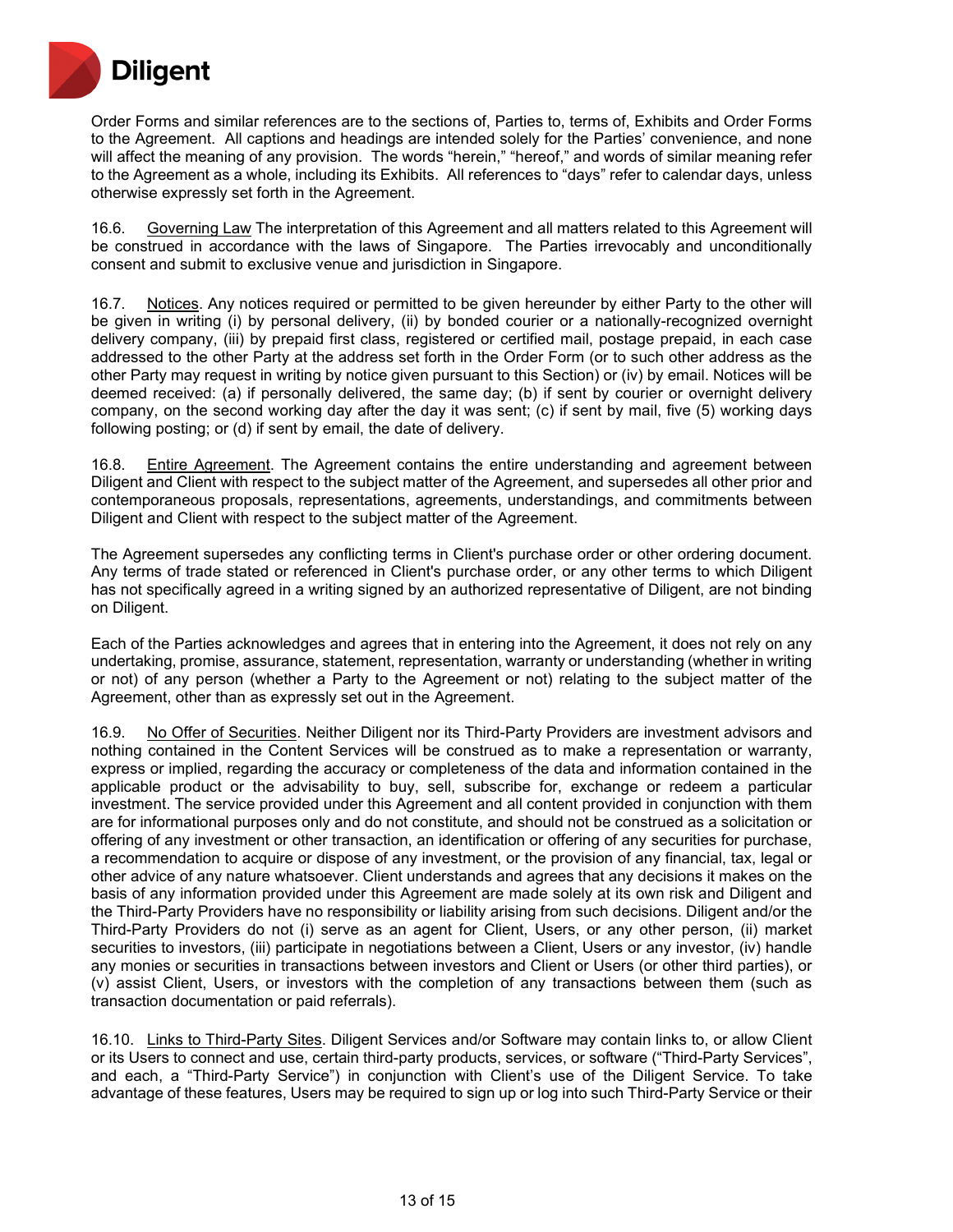Order Forms and similar references are to the sections of, Parties to, terms of, Exhibits and Order Forms to the Agreement. All captions and headings are intended solely for the Parties' convenience, and none will affect the meaning of any provision. The words "herein," "hereof," and words of similar meaning refer to the Agreement as a whole, including its Exhibits. All references to "days" refer to calendar days, unless otherwise expressly set forth in the Agreement.

16.6. Governing Law The interpretation of this Agreement and all matters related to this Agreement will be construed in accordance with the laws of Singapore. The Parties irrevocably and unconditionally consent and submit to exclusive venue and jurisdiction in Singapore.

16.7. Notices. Any notices required or permitted to be given hereunder by either Party to the other will be given in writing (i) by personal delivery, (ii) by bonded courier or a nationally-recognized overnight delivery company, (iii) by prepaid first class, registered or certified mail, postage prepaid, in each case addressed to the other Party at the address set forth in the Order Form (or to such other address as the other Party may request in writing by notice given pursuant to this Section) or (iv) by email. Notices will be deemed received: (a) if personally delivered, the same day; (b) if sent by courier or overnight delivery company, on the second working day after the day it was sent; (c) if sent by mail, five (5) working days following posting; or (d) if sent by email, the date of delivery.

16.8. Entire Agreement. The Agreement contains the entire understanding and agreement between Diligent and Client with respect to the subject matter of the Agreement, and supersedes all other prior and contemporaneous proposals, representations, agreements, understandings, and commitments between Diligent and Client with respect to the subject matter of the Agreement.

The Agreement supersedes any conflicting terms in Client's purchase order or other ordering document. Any terms of trade stated or referenced in Client's purchase order, or any other terms to which Diligent has not specifically agreed in a writing signed by an authorized representative of Diligent, are not binding on Diligent.

Each of the Parties acknowledges and agrees that in entering into the Agreement, it does not rely on any undertaking, promise, assurance, statement, representation, warranty or understanding (whether in writing or not) of any person (whether a Party to the Agreement or not) relating to the subject matter of the Agreement, other than as expressly set out in the Agreement.

16.9. No Offer of Securities. Neither Diligent nor its Third-Party Providers are investment advisors and nothing contained in the Content Services will be construed as to make a representation or warranty, express or implied, regarding the accuracy or completeness of the data and information contained in the applicable product or the advisability to buy, sell, subscribe for, exchange or redeem a particular investment. The service provided under this Agreement and all content provided in conjunction with them are for informational purposes only and do not constitute, and should not be construed as a solicitation or offering of any investment or other transaction, an identification or offering of any securities for purchase, a recommendation to acquire or dispose of any investment, or the provision of any financial, tax, legal or other advice of any nature whatsoever. Client understands and agrees that any decisions it makes on the basis of any information provided under this Agreement are made solely at its own risk and Diligent and the Third-Party Providers have no responsibility or liability arising from such decisions. Diligent and/or the Third-Party Providers do not (i) serve as an agent for Client, Users, or any other person, (ii) market securities to investors, (iii) participate in negotiations between a Client, Users or any investor, (iv) handle any monies or securities in transactions between investors and Client or Users (or other third parties), or (v) assist Client, Users, or investors with the completion of any transactions between them (such as transaction documentation or paid referrals).

16.10. Links to Third-Party Sites. Diligent Services and/or Software may contain links to, or allow Client or its Users to connect and use, certain third-party products, services, or software ("Third-Party Services", and each, a "Third-Party Service") in conjunction with Client's use of the Diligent Service. To take advantage of these features, Users may be required to sign up or log into such Third-Party Service or their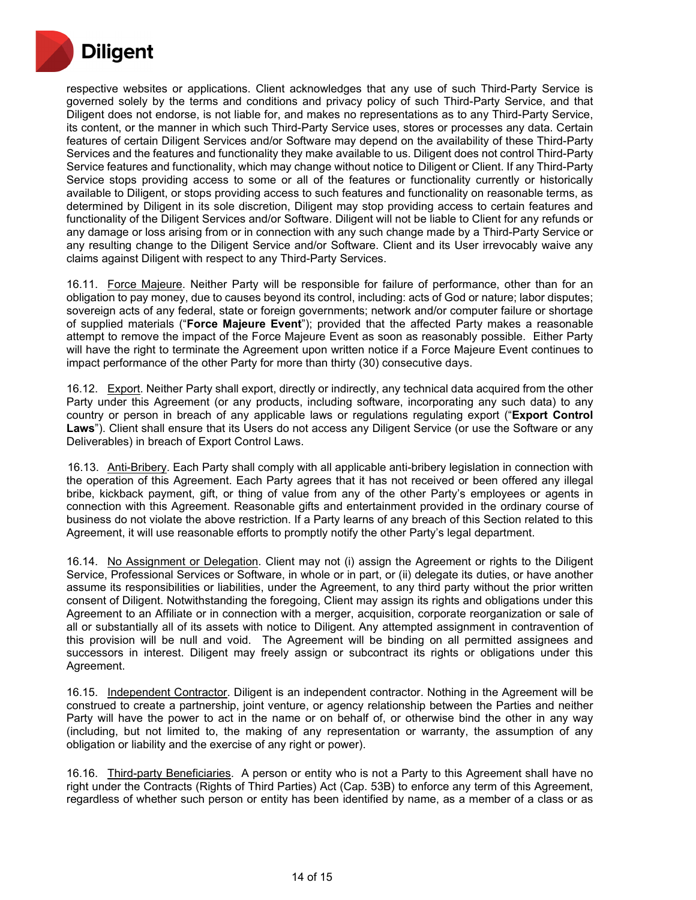respective websites or applications. Client acknowledges that any use of such Third-Party Service is governed solely by the terms and conditions and privacy policy of such Third-Party Service, and that Diligent does not endorse, is not liable for, and makes no representations as to any Third-Party Service, its content, or the manner in which such Third-Party Service uses, stores or processes any data. Certain features of certain Diligent Services and/or Software may depend on the availability of these Third-Party Services and the features and functionality they make available to us. Diligent does not control Third-Party Service features and functionality, which may change without notice to Diligent or Client. If any Third-Party Service stops providing access to some or all of the features or functionality currently or historically available to Diligent, or stops providing access to such features and functionality on reasonable terms, as determined by Diligent in its sole discretion, Diligent may stop providing access to certain features and functionality of the Diligent Services and/or Software. Diligent will not be liable to Client for any refunds or any damage or loss arising from or in connection with any such change made by a Third-Party Service or any resulting change to the Diligent Service and/or Software. Client and its User irrevocably waive any claims against Diligent with respect to any Third-Party Services.

16.11. <u>Force Majeure</u>. Neither Party will be responsible for failure of performance, other than for an obligation to pay money, due to causes beyond its control, including: acts of God or nature; labor disputes; sovereign acts of any federal, state or foreign governments; network and/or computer failure or shortage of supplied materials ("**Force Majeure Event**"); provided that the affected Party makes a reasonable attempt to remove the impact of the Force Majeure Event as soon as reasonably possible. Either Party will have the right to terminate the Agreement upon written notice if a Force Majeure Event continues to impact performance of the other Party for more than thirty (30) consecutive days.

16.12. <u>Export</u>. Neither Party shall export, directly or indirectly, any technical data acquired from the other Party under this Agreement (or any products, including software, incorporating any such data) to any country or person in breach of any applicable laws or regulations regulating export ("**Export Control Laws**"). Client shall ensure that its Users do not access any Diligent Service (or use the Software or any Deliverables) in breach of Export Control Laws.

16.13. <u>Anti-Bribery</u>. Each Party shall comply with all applicable anti-bribery legislation in connection with the operation of this Agreement. Each Party agrees that it has not received or been offered any illegal bribe, kickback payment, gift, or thing of value from any of the other Party's employees or agents in connection with this Agreement. Reasonable gifts and entertainment provided in the ordinary course of business do not violate the above restriction. If a Party learns of any breach of this Section related to this Agreement, it will use reasonable efforts to promptly notify the other Party's legal department.

16.14. <u>No Assignment or Delegation</u>. Client may not (i) assign the Agreement or rights to the Diligent Service, Professional Services or Software, in whole or in part, or (ii) delegate its duties, or have another assume its responsibilities or liabilities, under the Agreement, to any third party without the prior written consent of Diligent. Notwithstanding the foregoing, Client may assign its rights and obligations under this Agreement to an Affiliate or in connection with a merger, acquisition, corporate reorganization or sale of all or substantially all of its assets with notice to Diligent. Any attempted assignment in contravention of this provision will be null and void. The Agreement will be binding on all permitted assignees and successors in interest. Diligent may freely assign or subcontract its rights or obligations under this Agreement.

16.15. <u>Independent Contractor</u>. Diligent is an independent contractor. Nothing in the Agreement will be construed to create a partnership, joint venture, or agency relationship between the Parties and neither Party will have the power to act in the name or on behalf of, or otherwise bind the other in any way (including, but not limited to, the making of any representation or warranty, the assumption of any obligation or liability and the exercise of any right or power).

16.16. <u>Third-party Beneficiaries</u>. A person or entity who is not a Party to this Agreement shall have no right under the Contracts (Rights of Third Parties) Act (Cap. 53B) to enforce any term of this Agreement, regardless of whether such person or entity has been identified by name, as a member of a class or as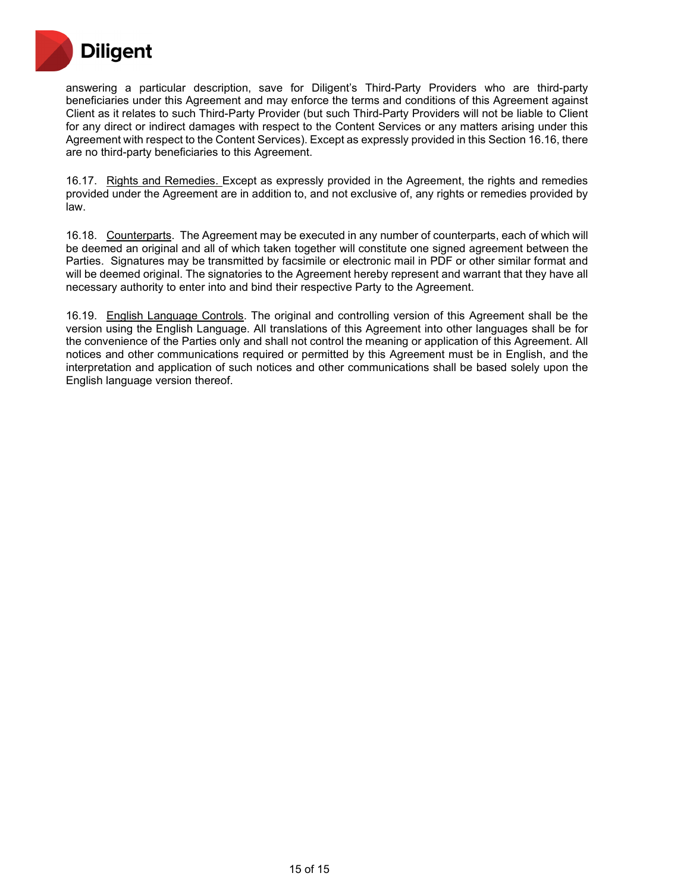answering a particular description, save for Diligent's Third-Party Providers who are third-party beneficiaries under this Agreement and may enforce the terms and conditions of this Agreement against Client as it relates to such Third-Party Provider (but such Third-Party Providers will not be liable to Client for any direct or indirect damages with respect to the Content Services or any matters arising under this Agreement with respect to the Content Services). Except as expressly provided in this Section 16.16, there are no third-party beneficiaries to this Agreement.

16.17. Rights and Remedies. Except as expressly provided in the Agreement, the rights and remedies provided under the Agreement are in addition to, and not exclusive of, any rights or remedies provided by law.

16.18. Counterparts. The Agreement may be executed in any number of counterparts, each of which will be deemed an original and all of which taken together will constitute one signed agreement between the Parties. Signatures may be transmitted by facsimile or electronic mail in PDF or other similar format and will be deemed original. The signatories to the Agreement hereby represent and warrant that they have all necessary authority to enter into and bind their respective Party to the Agreement.

16.19. English Language Controls. The original and controlling version of this Agreement shall be the version using the English Language. All translations of this Agreement into other languages shall be for the convenience of the Parties only and shall not control the meaning or application of this Agreement. All notices and other communications required or permitted by this Agreement must be in English, and the interpretation and application of such notices and other communications shall be based solely upon the English language version thereof.